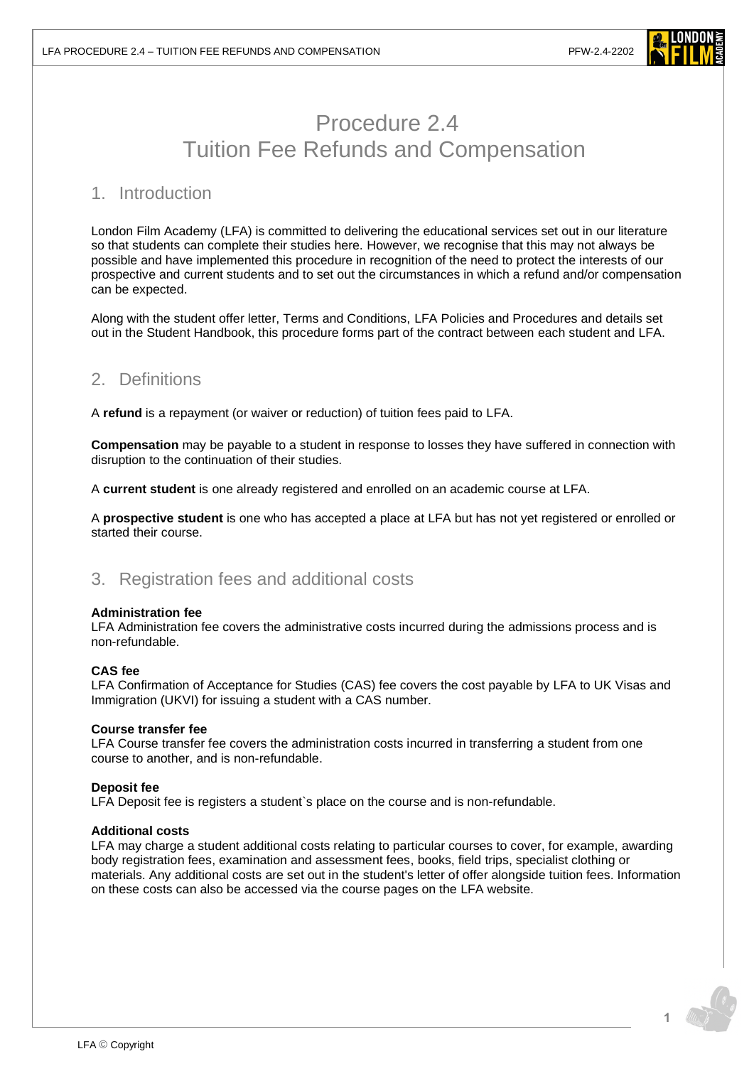# Procedure 2.4
# Tuition Fee Refunds and Compensation

## 1. Introduction

London Film Academy (LFA) is committed to delivering the educational services set out in our literature so that students can complete their studies here. However, we recognise that this may not always be possible and have implemented this procedure in recognition of the need to protect the interests of our prospective and current students and to set out the circumstances in which a refund and/or compensation can be expected.

Along with the student offer letter, Terms and Conditions, LFA Policies and Procedures and details set out in the Student Handbook, this procedure forms part of the contract between each student and LFA.

## 2. Definitions

A **refund** is a repayment (or waiver or reduction) of tuition fees paid to LFA.

**Compensation** may be payable to a student in response to losses they have suffered in connection with disruption to the continuation of their studies.

A **current student** is one already registered and enrolled on an academic course at LFA.

A **prospective student** is one who has accepted a place at LFA but has not yet registered or enrolled or started their course.

## 3. Registration fees and additional costs

**Administration fee**
LFA Administration fee covers the administrative costs incurred during the admissions process and is non-refundable.

**CAS fee**
LFA Confirmation of Acceptance for Studies (CAS) fee covers the cost payable by LFA to UK Visas and Immigration (UKVI) for issuing a student with a CAS number.

**Course transfer fee**
LFA Course transfer fee covers the administration costs incurred in transferring a student from one course to another, and is non-refundable.

**Deposit fee**
LFA Deposit fee is registers a student`s place on the course and is non-refundable.

**Additional costs**
LFA may charge a student additional costs relating to particular courses to cover, for example, awarding body registration fees, examination and assessment fees, books, field trips, specialist clothing or materials. Any additional costs are set out in the student's letter of offer alongside tuition fees. Information on these costs can also be accessed via the course pages on the LFA website.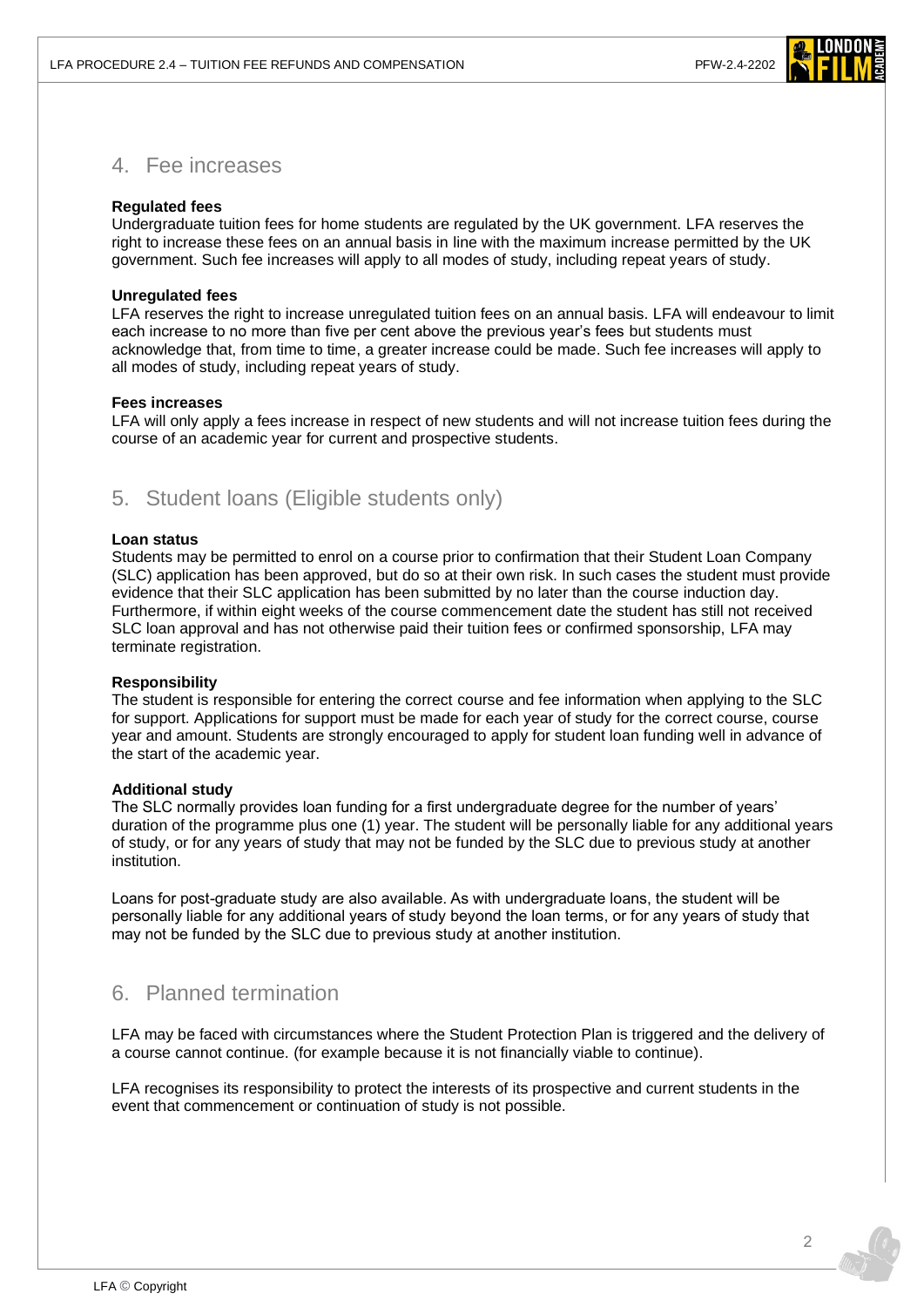## 4. Fee increases

**Regulated fees**
Undergraduate tuition fees for home students are regulated by the UK government. LFA reserves the right to increase these fees on an annual basis in line with the maximum increase permitted by the UK government. Such fee increases will apply to all modes of study, including repeat years of study.

**Unregulated fees**
LFA reserves the right to increase unregulated tuition fees on an annual basis. LFA will endeavour to limit each increase to no more than five per cent above the previous year's fees but students must acknowledge that, from time to time, a greater increase could be made. Such fee increases will apply to all modes of study, including repeat years of study.

**Fees increases**
LFA will only apply a fees increase in respect of new students and will not increase tuition fees during the course of an academic year for current and prospective students.

## 5. Student loans (Eligible students only)

**Loan status**
Students may be permitted to enrol on a course prior to confirmation that their Student Loan Company (SLC) application has been approved, but do so at their own risk. In such cases the student must provide evidence that their SLC application has been submitted by no later than the course induction day. Furthermore, if within eight weeks of the course commencement date the student has still not received SLC loan approval and has not otherwise paid their tuition fees or confirmed sponsorship, LFA may terminate registration.

**Responsibility**
The student is responsible for entering the correct course and fee information when applying to the SLC for support. Applications for support must be made for each year of study for the correct course, course year and amount. Students are strongly encouraged to apply for student loan funding well in advance of the start of the academic year.

**Additional study**
The SLC normally provides loan funding for a first undergraduate degree for the number of years' duration of the programme plus one (1) year. The student will be personally liable for any additional years of study, or for any years of study that may not be funded by the SLC due to previous study at another institution.

Loans for post-graduate study are also available. As with undergraduate loans, the student will be personally liable for any additional years of study beyond the loan terms, or for any years of study that may not be funded by the SLC due to previous study at another institution.

## 6. Planned termination

LFA may be faced with circumstances where the Student Protection Plan is triggered and the delivery of a course cannot continue. (for example because it is not financially viable to continue).

LFA recognises its responsibility to protect the interests of its prospective and current students in the event that commencement or continuation of study is not possible.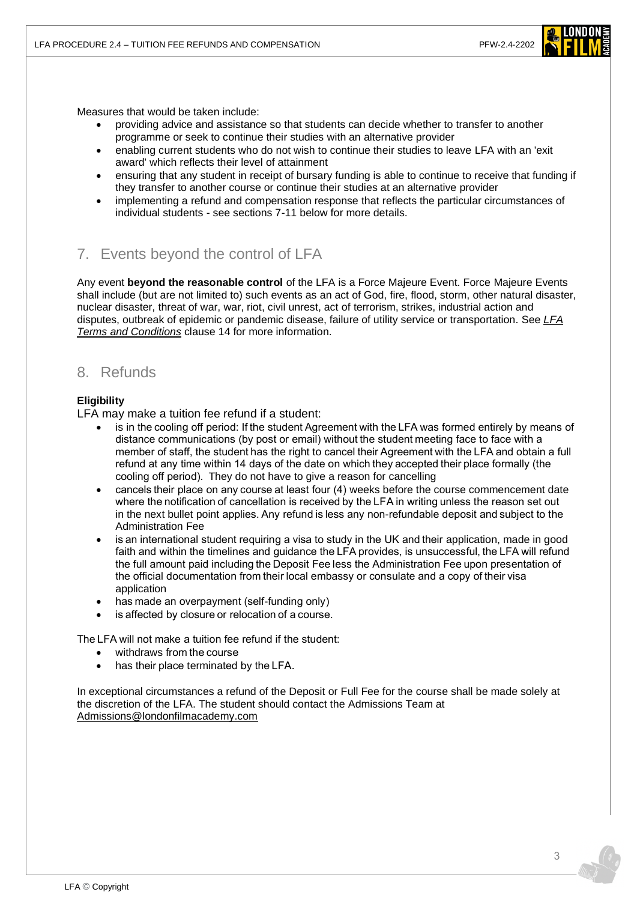Measures that would be taken include:

- providing advice and assistance so that students can decide whether to transfer to another programme or seek to continue their studies with an alternative provider
- enabling current students who do not wish to continue their studies to leave LFA with an 'exit award' which reflects their level of attainment
- ensuring that any student in receipt of bursary funding is able to continue to receive that funding if they transfer to another course or continue their studies at an alternative provider
- implementing a refund and compensation response that reflects the particular circumstances of individual students - see sections 7-11 below for more details.

## 7. Events beyond the control of LFA

Any event **beyond the reasonable control** of the LFA is a Force Majeure Event. Force Majeure Events shall include (but are not limited to) such events as an act of God, fire, flood, storm, other natural disaster, nuclear disaster, threat of war, war, riot, civil unrest, act of terrorism, strikes, industrial action and disputes, outbreak of epidemic or pandemic disease, failure of utility service or transportation. See *LFA Terms and Conditions* clause 14 for more information.

## 8. Refunds

**Eligibility**

LFA may make a tuition fee refund if a student:

- is in the cooling off period: If the student Agreement with the LFA was formed entirely by means of distance communications (by post or email) without the student meeting face to face with a member of staff, the student has the right to cancel their Agreement with the LFA and obtain a full refund at any time within 14 days of the date on which they accepted their place formally (the cooling off period). They do not have to give a reason for cancelling
- cancels their place on any course at least four (4) weeks before the course commencement date where the notification of cancellation is received by the LFA in writing unless the reason set out in the next bullet point applies. Any refund is less any non-refundable deposit and subject to the Administration Fee
- is an international student requiring a visa to study in the UK and their application, made in good faith and within the timelines and guidance the LFA provides, is unsuccessful, the LFA will refund the full amount paid including the Deposit Fee less the Administration Fee upon presentation of the official documentation from their local embassy or consulate and a copy of their visa application
- has made an overpayment (self-funding only)
- is affected by closure or relocation of a course.

The LFA will not make a tuition fee refund if the student:

- withdraws from the course
- has their place terminated by the LFA.

In exceptional circumstances a refund of the Deposit or Full Fee for the course shall be made solely at the discretion of the LFA. The student should contact the Admissions Team at Admissions@londonfilmacademy.com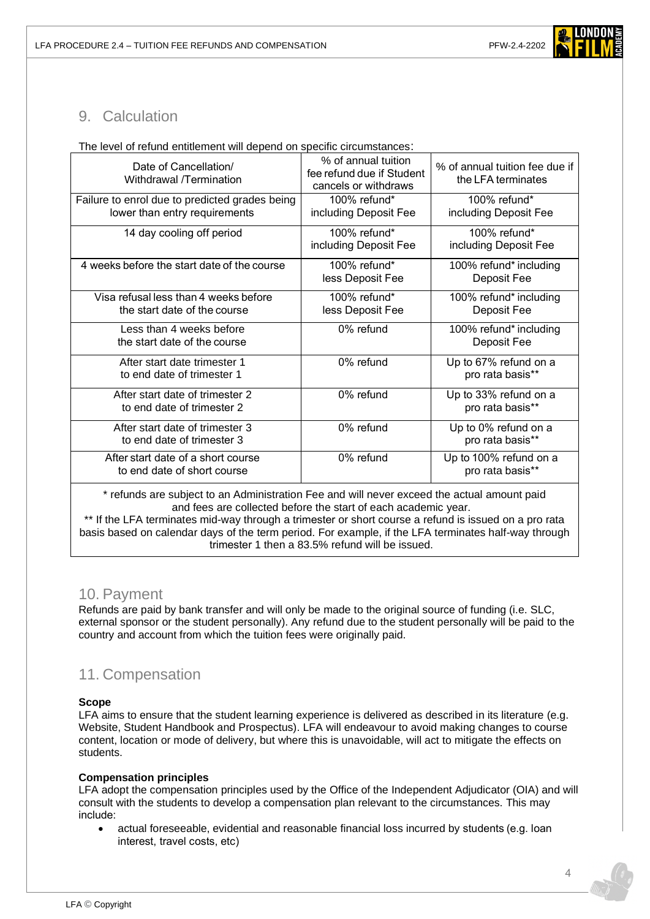## 9. Calculation

The level of refund entitlement will depend on specific circumstances:

| Date of Cancellation/ Withdrawal /Termination | % of annual tuition fee refund due if Student cancels or withdraws | % of annual tuition fee due if the LFA terminates |
|---|---|---|
| Failure to enrol due to predicted grades being lower than entry requirements | 100% refund* including Deposit Fee | 100% refund* including Deposit Fee |
| 14 day cooling off period | 100% refund* including Deposit Fee | 100% refund* including Deposit Fee |
| 4 weeks before the start date of the course | 100% refund* less Deposit Fee | 100% refund* including Deposit Fee |
| Visa refusal less than 4 weeks before the start date of the course | 100% refund* less Deposit Fee | 100% refund* including Deposit Fee |
| Less than 4 weeks before the start date of the course | 0% refund | 100% refund* including Deposit Fee |
| After start date trimester 1 to end date of trimester 1 | 0% refund | Up to 67% refund on a pro rata basis** |
| After start date of trimester 2 to end date of trimester 2 | 0% refund | Up to 33% refund on a pro rata basis** |
| After start date of trimester 3 to end date of trimester 3 | 0% refund | Up to 0% refund on a pro rata basis** |
| After start date of a short course to end date of short course | 0% refund | Up to 100% refund on a pro rata basis** |

* refunds are subject to an Administration Fee and will never exceed the actual amount paid and fees are collected before the start of each academic year.
** If the LFA terminates mid-way through a trimester or short course a refund is issued on a pro rata basis based on calendar days of the term period. For example, if the LFA terminates half-way through trimester 1 then a 83.5% refund will be issued.

## 10. Payment

Refunds are paid by bank transfer and will only be made to the original source of funding (i.e. SLC, external sponsor or the student personally). Any refund due to the student personally will be paid to the country and account from which the tuition fees were originally paid.

## 11. Compensation

**Scope**

LFA aims to ensure that the student learning experience is delivered as described in its literature (e.g. Website, Student Handbook and Prospectus). LFA will endeavour to avoid making changes to course content, location or mode of delivery, but where this is unavoidable, will act to mitigate the effects on students.

**Compensation principles**

LFA adopt the compensation principles used by the Office of the Independent Adjudicator (OIA) and will consult with the students to develop a compensation plan relevant to the circumstances. This may include:

- actual foreseeable, evidential and reasonable financial loss incurred by students (e.g. loan interest, travel costs, etc)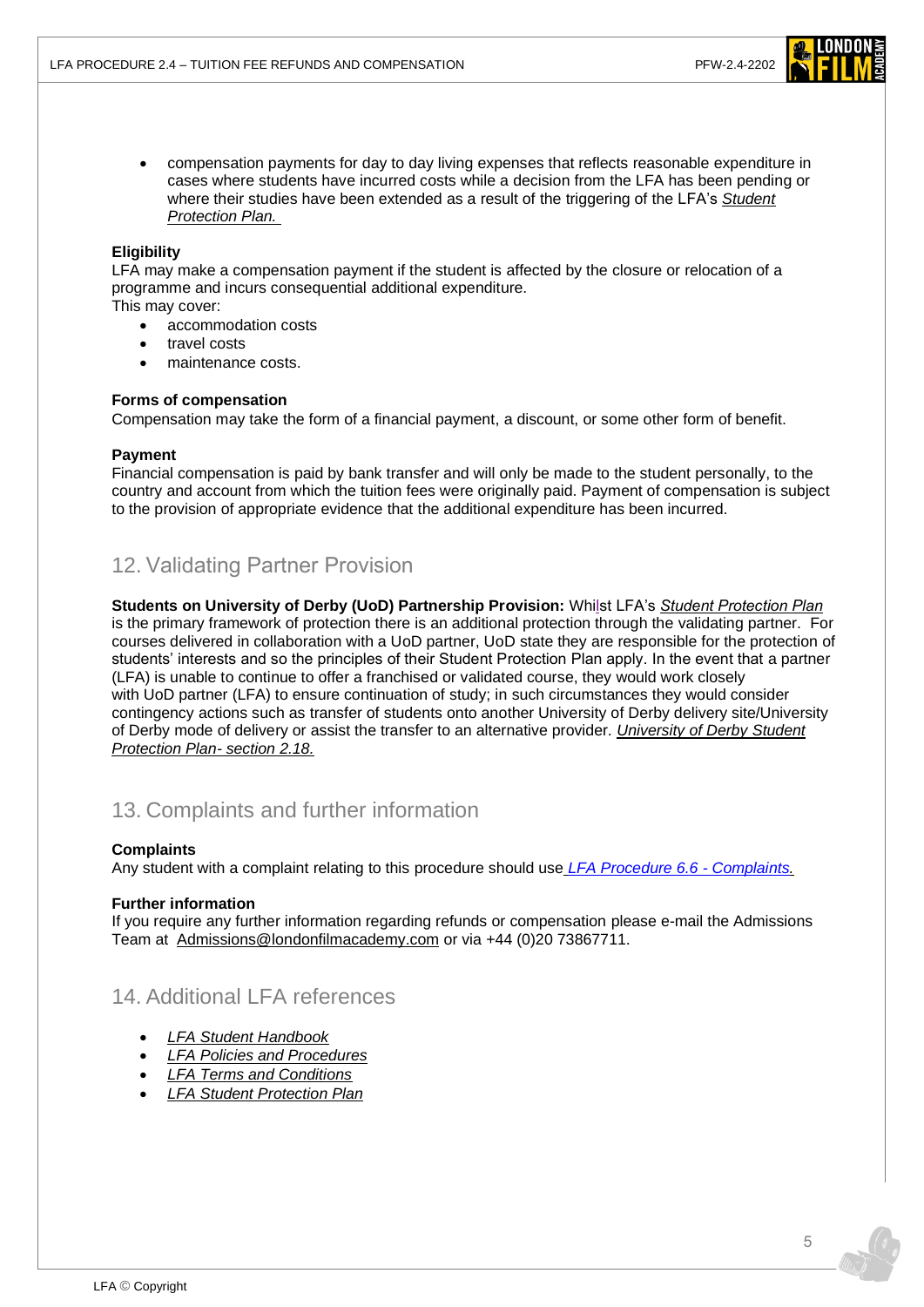- compensation payments for day to day living expenses that reflects reasonable expenditure in cases where students have incurred costs while a decision from the LFA has been pending or where their studies have been extended as a result of the triggering of the LFA's *Student Protection Plan.*

**Eligibility**
LFA may make a compensation payment if the student is affected by the closure or relocation of a programme and incurs consequential additional expenditure.
This may cover:

- accommodation costs
- travel costs
- maintenance costs.

**Forms of compensation**
Compensation may take the form of a financial payment, a discount, or some other form of benefit.

**Payment**
Financial compensation is paid by bank transfer and will only be made to the student personally, to the country and account from which the tuition fees were originally paid. Payment of compensation is subject to the provision of appropriate evidence that the additional expenditure has been incurred.

## 12. Validating Partner Provision

**Students on University of Derby (UoD) Partnership Provision:** Whilst LFA's *Student Protection Plan* is the primary framework of protection there is an additional protection through the validating partner. For courses delivered in collaboration with a UoD partner, UoD state they are responsible for the protection of students' interests and so the principles of their Student Protection Plan apply. In the event that a partner (LFA) is unable to continue to offer a franchised or validated course, they would work closely with UoD partner (LFA) to ensure continuation of study; in such circumstances they would consider contingency actions such as transfer of students onto another University of Derby delivery site/University of Derby mode of delivery or assist the transfer to an alternative provider. *University of Derby Student Protection Plan- section 2.18.*

## 13. Complaints and further information

**Complaints**
Any student with a complaint relating to this procedure should use *LFA Procedure 6.6 - Complaints.*

**Further information**
If you require any further information regarding refunds or compensation please e-mail the Admissions Team at Admissions@londonfilmacademy.com or via +44 (0)20 73867711.

## 14. Additional LFA references

- *LFA Student Handbook*
- *LFA Policies and Procedures*
- *LFA Terms and Conditions*
- *LFA Student Protection Plan*